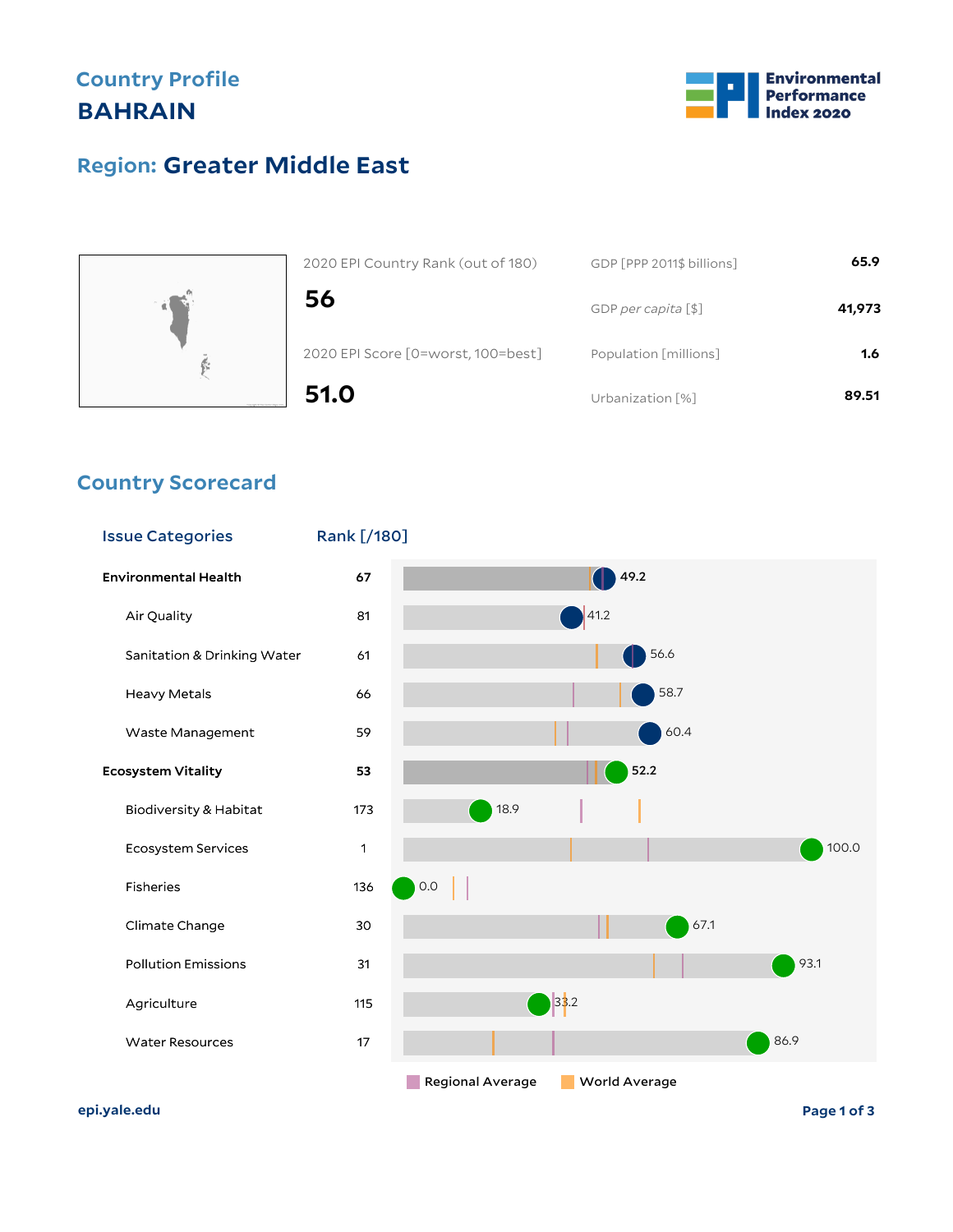# Country Profile
# BAHRAIN

## Region: Greater Middle East

| | |
|---|---|
| 2020 EPI Country Rank (out of 180) | **56** |
| 2020 EPI Score [0=worst, 100=best] | **51.0** |

| | |
|---|---|
| GDP [PPP 2011$ billions] | **65.9** |
| GDP *per capita* [$] | **41,973** |
| Population [millions] | **1.6** |
| Urbanization [%] | **89.51** |

## Country Scorecard

| Issue Categories | Rank [/180] | Score |
|---|---|---|
| **Environmental Health** | **67** | **49.2** |
| Air Quality | 81 | 41.2 |
| Sanitation & Drinking Water | 61 | 56.6 |
| Heavy Metals | 66 | 58.7 |
| Waste Management | 59 | 60.4 |
| **Ecosystem Vitality** | **53** | **52.2** |
| Biodiversity & Habitat | 173 | 18.9 |
| Ecosystem Services | 1 | 100.0 |
| Fisheries | 136 | 0.0 |
| Climate Change | 30 | 67.1 |
| Pollution Emissions | 31 | 93.1 |
| Agriculture | 115 | 33.2 |
| Water Resources | 17 | 86.9 |

Regional Average   World Average

epi.yale.edu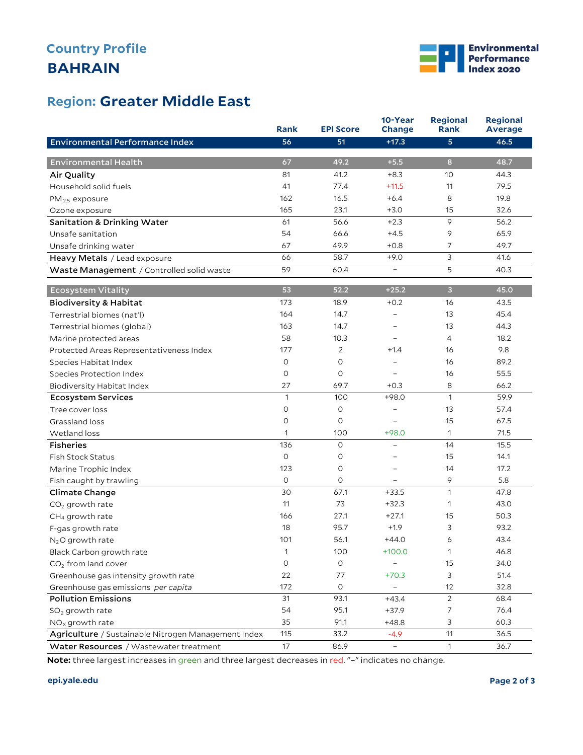# Country Profile

## BAHRAIN

Environmental Performance Index 2020

## Region: Greater Middle East

| | Rank | EPI Score | 10-Year Change | Regional Rank | Regional Average |
|---|---|---|---|---|---|
| **Environmental Performance Index** | 56 | 51 | +17.3 | 5 | 46.5 |
| **Environmental Health** | 67 | 49.2 | +5.5 | 8 | 48.7 |
| **Air Quality** | 81 | 41.2 | +8.3 | 10 | 44.3 |
| Household solid fuels | 41 | 77.4 | +11.5 | 11 | 79.5 |
| $PM_{2.5}$ exposure | 162 | 16.5 | +6.4 | 8 | 19.8 |
| Ozone exposure | 165 | 23.1 | +3.0 | 15 | 32.6 |
| **Sanitation & Drinking Water** | 61 | 56.6 | +2.3 | 9 | 56.2 |
| Unsafe sanitation | 54 | 66.6 | +4.5 | 9 | 65.9 |
| Unsafe drinking water | 67 | 49.9 | +0.8 | 7 | 49.7 |
| **Heavy Metals** / Lead exposure | 66 | 58.7 | +9.0 | 3 | 41.6 |
| **Waste Management** / Controlled solid waste | 59 | 60.4 | – | 5 | 40.3 |
| **Ecosystem Vitality** | 53 | 52.2 | +25.2 | 3 | 45.0 |
| **Biodiversity & Habitat** | 173 | 18.9 | +0.2 | 16 | 43.5 |
| Terrestrial biomes (nat'l) | 164 | 14.7 | – | 13 | 45.4 |
| Terrestrial biomes (global) | 163 | 14.7 | – | 13 | 44.3 |
| Marine protected areas | 58 | 10.3 | – | 4 | 18.2 |
| Protected Areas Representativeness Index | 177 | 2 | +1.4 | 16 | 9.8 |
| Species Habitat Index | 0 | 0 | – | 16 | 89.2 |
| Species Protection Index | 0 | 0 | – | 16 | 55.5 |
| Biodiversity Habitat Index | 27 | 69.7 | +0.3 | 8 | 66.2 |
| **Ecosystem Services** | 1 | 100 | +98.0 | 1 | 59.9 |
| Tree cover loss | 0 | 0 | – | 13 | 57.4 |
| Grassland loss | 0 | 0 | – | 15 | 67.5 |
| Wetland loss | 1 | 100 | +98.0 | 1 | 71.5 |
| **Fisheries** | 136 | 0 | – | 14 | 15.5 |
| Fish Stock Status | 0 | 0 | – | 15 | 14.1 |
| Marine Trophic Index | 123 | 0 | – | 14 | 17.2 |
| Fish caught by trawling | 0 | 0 | – | 9 | 5.8 |
| **Climate Change** | 30 | 67.1 | +33.5 | 1 | 47.8 |
| $CO_2$ growth rate | 11 | 73 | +32.3 | 1 | 43.0 |
| $CH_4$ growth rate | 166 | 27.1 | +27.1 | 15 | 50.3 |
| F-gas growth rate | 18 | 95.7 | +1.9 | 3 | 93.2 |
| $N_2O$ growth rate | 101 | 56.1 | +44.0 | 6 | 43.4 |
| Black Carbon growth rate | 1 | 100 | +100.0 | 1 | 46.8 |
| $CO_2$ from land cover | 0 | 0 | – | 15 | 34.0 |
| Greenhouse gas intensity growth rate | 22 | 77 | +70.3 | 3 | 51.4 |
| Greenhouse gas emissions *per capita* | 172 | 0 | – | 12 | 32.8 |
| **Pollution Emissions** | 31 | 93.1 | +43.4 | 2 | 68.4 |
| $SO_2$ growth rate | 54 | 95.1 | +37.9 | 7 | 76.4 |
| $NO_X$ growth rate | 35 | 91.1 | +48.8 | 3 | 60.3 |
| **Agriculture** / Sustainable Nitrogen Management Index | 115 | 33.2 | -4.9 | 11 | 36.5 |
| **Water Resources** / Wastewater treatment | 17 | 86.9 | – | 1 | 36.7 |

**Note:** three largest increases in green and three largest decreases in red. "–" indicates no change.

epi.yale.edu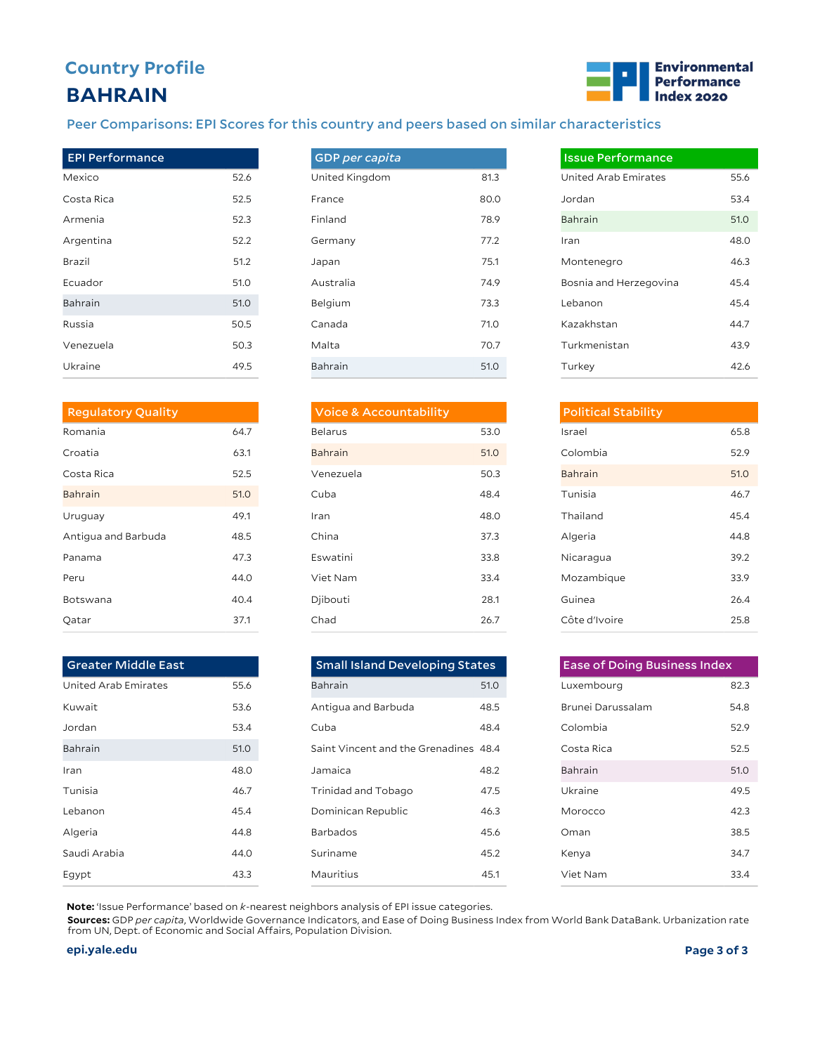## Country Profile

# BAHRAIN

Environmental Performance Index 2020

### Peer Comparisons: EPI Scores for this country and peers based on similar characteristics

| EPI Performance | |
|---|---|
| Mexico | 52.6 |
| Costa Rica | 52.5 |
| Armenia | 52.3 |
| Argentina | 52.2 |
| Brazil | 51.2 |
| Ecuador | 51.0 |
| Bahrain | 51.0 |
| Russia | 50.5 |
| Venezuela | 50.3 |
| Ukraine | 49.5 |

| GDP *per capita* | |
|---|---|
| United Kingdom | 81.3 |
| France | 80.0 |
| Finland | 78.9 |
| Germany | 77.2 |
| Japan | 75.1 |
| Australia | 74.9 |
| Belgium | 73.3 |
| Canada | 71.0 |
| Malta | 70.7 |
| Bahrain | 51.0 |

| Issue Performance | |
|---|---|
| United Arab Emirates | 55.6 |
| Jordan | 53.4 |
| Bahrain | 51.0 |
| Iran | 48.0 |
| Montenegro | 46.3 |
| Bosnia and Herzegovina | 45.4 |
| Lebanon | 45.4 |
| Kazakhstan | 44.7 |
| Turkmenistan | 43.9 |
| Turkey | 42.6 |

| Regulatory Quality | |
|---|---|
| Romania | 64.7 |
| Croatia | 63.1 |
| Costa Rica | 52.5 |
| Bahrain | 51.0 |
| Uruguay | 49.1 |
| Antigua and Barbuda | 48.5 |
| Panama | 47.3 |
| Peru | 44.0 |
| Botswana | 40.4 |
| Qatar | 37.1 |

| Voice & Accountability | |
|---|---|
| Belarus | 53.0 |
| Bahrain | 51.0 |
| Venezuela | 50.3 |
| Cuba | 48.4 |
| Iran | 48.0 |
| China | 37.3 |
| Eswatini | 33.8 |
| Viet Nam | 33.4 |
| Djibouti | 28.1 |
| Chad | 26.7 |

| Political Stability | |
|---|---|
| Israel | 65.8 |
| Colombia | 52.9 |
| Bahrain | 51.0 |
| Tunisia | 46.7 |
| Thailand | 45.4 |
| Algeria | 44.8 |
| Nicaragua | 39.2 |
| Mozambique | 33.9 |
| Guinea | 26.4 |
| Côte d'Ivoire | 25.8 |

| Greater Middle East | |
|---|---|
| United Arab Emirates | 55.6 |
| Kuwait | 53.6 |
| Jordan | 53.4 |
| Bahrain | 51.0 |
| Iran | 48.0 |
| Tunisia | 46.7 |
| Lebanon | 45.4 |
| Algeria | 44.8 |
| Saudi Arabia | 44.0 |
| Egypt | 43.3 |

| Small Island Developing States | |
|---|---|
| Bahrain | 51.0 |
| Antigua and Barbuda | 48.5 |
| Cuba | 48.4 |
| Saint Vincent and the Grenadines | 48.4 |
| Jamaica | 48.2 |
| Trinidad and Tobago | 47.5 |
| Dominican Republic | 46.3 |
| Barbados | 45.6 |
| Suriname | 45.2 |
| Mauritius | 45.1 |

| Ease of Doing Business Index | |
|---|---|
| Luxembourg | 82.3 |
| Brunei Darussalam | 54.8 |
| Colombia | 52.9 |
| Costa Rica | 52.5 |
| Bahrain | 51.0 |
| Ukraine | 49.5 |
| Morocco | 42.3 |
| Oman | 38.5 |
| Kenya | 34.7 |
| Viet Nam | 33.4 |

**Note:** 'Issue Performance' based on *k*-nearest neighbors analysis of EPI issue categories.
**Sources:** GDP *per capita*, Worldwide Governance Indicators, and Ease of Doing Business Index from World Bank DataBank. Urbanization rate from UN, Dept. of Economic and Social Affairs, Population Division.

epi.yale.edu